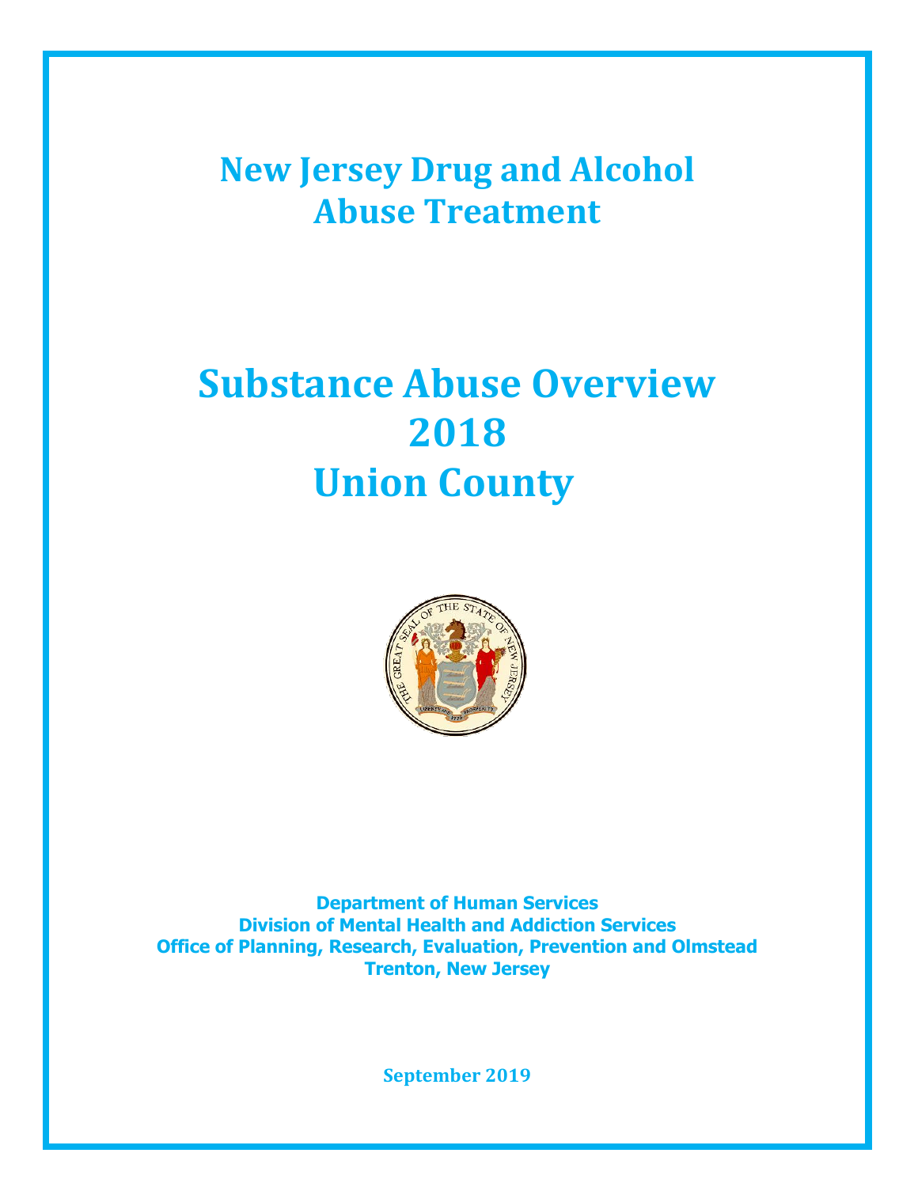# New Jersey Drug and Alcohol Abuse Treatment

# Substance Abuse Overview 2018 Union County

**Department of Human Services**
**Division of Mental Health and Addiction Services**
**Office of Planning, Research, Evaluation, Prevention and Olmstead**
**Trenton, New Jersey**

**September 2019**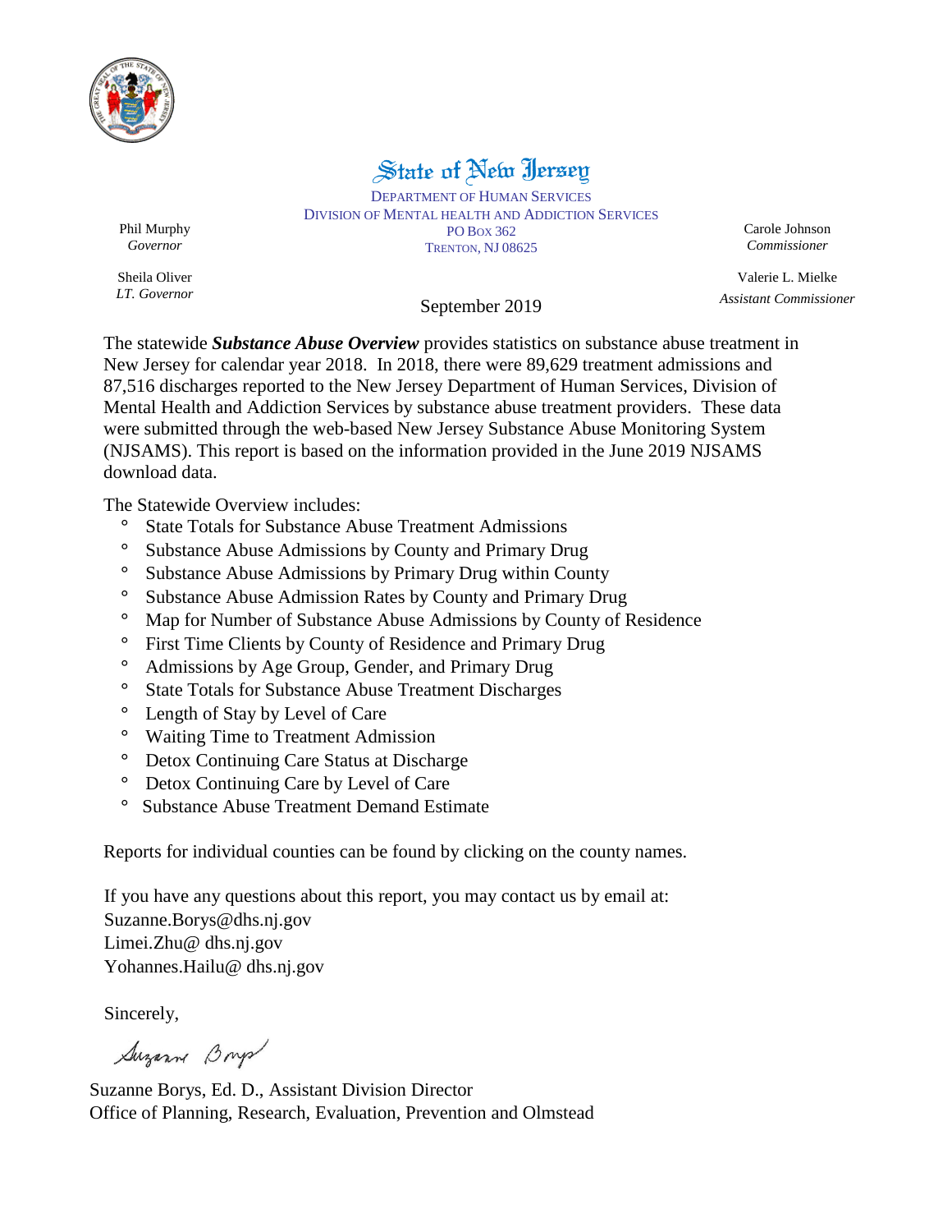# State of New Jersey

DEPARTMENT OF HUMAN SERVICES
DIVISION OF MENTAL HEALTH AND ADDICTION SERVICES
PO BOX 362
TRENTON, NJ 08625

Phil Murphy
*Governor*

Sheila Oliver
*LT. Governor*

Carole Johnson
*Commissioner*

Valerie L. Mielke
*Assistant Commissioner*

September 2019

The statewide ***Substance Abuse Overview*** provides statistics on substance abuse treatment in New Jersey for calendar year 2018. In 2018, there were 89,629 treatment admissions and 87,516 discharges reported to the New Jersey Department of Human Services, Division of Mental Health and Addiction Services by substance abuse treatment providers. These data were submitted through the web-based New Jersey Substance Abuse Monitoring System (NJSAMS). This report is based on the information provided in the June 2019 NJSAMS download data.

The Statewide Overview includes:

- State Totals for Substance Abuse Treatment Admissions
- Substance Abuse Admissions by County and Primary Drug
- Substance Abuse Admissions by Primary Drug within County
- Substance Abuse Admission Rates by County and Primary Drug
- Map for Number of Substance Abuse Admissions by County of Residence
- First Time Clients by County of Residence and Primary Drug
- Admissions by Age Group, Gender, and Primary Drug
- State Totals for Substance Abuse Treatment Discharges
- Length of Stay by Level of Care
- Waiting Time to Treatment Admission
- Detox Continuing Care Status at Discharge
- Detox Continuing Care by Level of Care
- Substance Abuse Treatment Demand Estimate

Reports for individual counties can be found by clicking on the county names.

If you have any questions about this report, you may contact us by email at:
Suzanne.Borys@dhs.nj.gov
Limei.Zhu@ dhs.nj.gov
Yohannes.Hailu@ dhs.nj.gov

Sincerely,

Suzanne Borys, Ed. D., Assistant Division Director
Office of Planning, Research, Evaluation, Prevention and Olmstead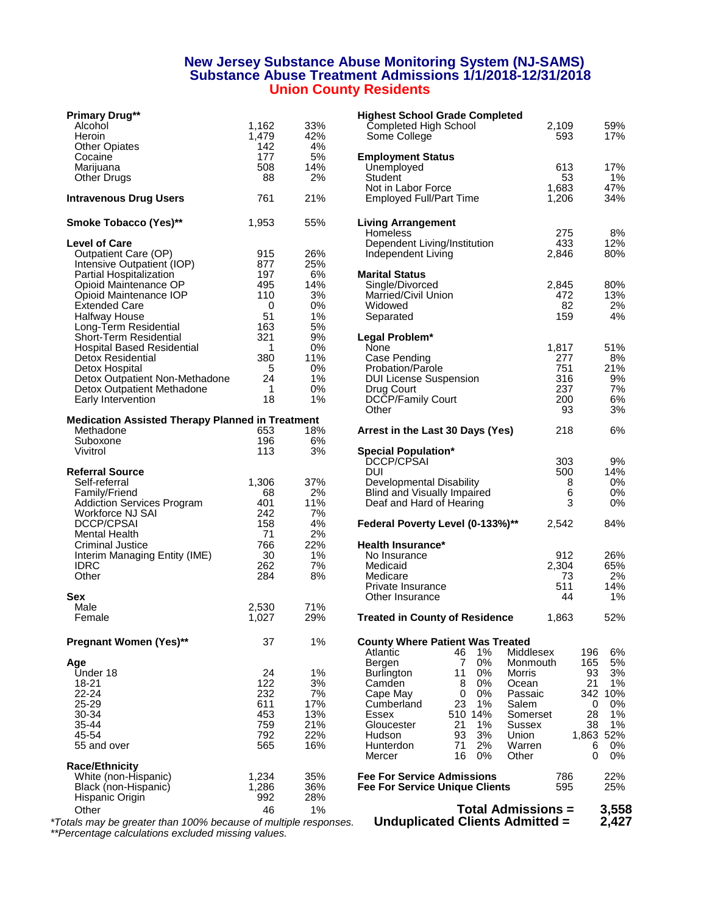# New Jersey Substance Abuse Monitoring System (NJ-SAMS)
## Substance Abuse Treatment Admissions 1/1/2018-12/31/2018
## Union County Residents

| **Primary Drug**** | | |
|---|---|---|
| Alcohol | 1,162 | 33% |
| Heroin | 1,479 | 42% |
| Other Opiates | 142 | 4% |
| Cocaine | 177 | 5% |
| Marijuana | 508 | 14% |
| Other Drugs | 88 | 2% |
| **Intravenous Drug Users** | 761 | 21% |
| **Smoke Tobacco (Yes)**** | 1,953 | 55% |

| **Level of Care** | | |
|---|---|---|
| Outpatient Care (OP) | 915 | 26% |
| Intensive Outpatient (IOP) | 877 | 25% |
| Partial Hospitalization | 197 | 6% |
| Opioid Maintenance OP | 495 | 14% |
| Opioid Maintenance IOP | 110 | 3% |
| Extended Care | 0 | 0% |
| Halfway House | 51 | 1% |
| Long-Term Residential | 163 | 5% |
| Short-Term Residential | 321 | 9% |
| Hospital Based Residential | 1 | 0% |
| Detox Residential | 380 | 11% |
| Detox Hospital | 5 | 0% |
| Detox Outpatient Non-Methadone | 24 | 1% |
| Detox Outpatient Methadone | 1 | 0% |
| Early Intervention | 18 | 1% |

| **Medication Assisted Therapy Planned in Treatment** | | |
|---|---|---|
| Methadone | 653 | 18% |
| Suboxone | 196 | 6% |
| Vivitrol | 113 | 3% |

| **Referral Source** | | |
|---|---|---|
| Self-referral | 1,306 | 37% |
| Family/Friend | 68 | 2% |
| Addiction Services Program | 401 | 11% |
| Workforce NJ SAI | 242 | 7% |
| DCCP/CPSAI | 158 | 4% |
| Mental Health | 71 | 2% |
| Criminal Justice | 766 | 22% |
| Interim Managing Entity (IME) | 30 | 1% |
| IDRC | 262 | 7% |
| Other | 284 | 8% |

| **Sex** | | |
|---|---|---|
| Male | 2,530 | 71% |
| Female | 1,027 | 29% |
| **Pregnant Women (Yes)**** | 37 | 1% |

| **Age** | | |
|---|---|---|
| Under 18 | 24 | 1% |
| 18-21 | 122 | 3% |
| 22-24 | 232 | 7% |
| 25-29 | 611 | 17% |
| 30-34 | 453 | 13% |
| 35-44 | 759 | 21% |
| 45-54 | 792 | 22% |
| 55 and over | 565 | 16% |

| **Race/Ethnicity** | | |
|---|---|---|
| White (non-Hispanic) | 1,234 | 35% |
| Black (non-Hispanic) | 1,286 | 36% |
| Hispanic Origin | 992 | 28% |
| Other | 46 | 1% |

| **Highest School Grade Completed** | | |
|---|---|---|
| Completed High School | 2,109 | 59% |
| Some College | 593 | 17% |

| **Employment Status** | | |
|---|---|---|
| Unemployed | 613 | 17% |
| Student | 53 | 1% |
| Not in Labor Force | 1,683 | 47% |
| Employed Full/Part Time | 1,206 | 34% |

| **Living Arrangement** | | |
|---|---|---|
| Homeless | 275 | 8% |
| Dependent Living/Institution | 433 | 12% |
| Independent Living | 2,846 | 80% |

| **Marital Status** | | |
|---|---|---|
| Single/Divorced | 2,845 | 80% |
| Married/Civil Union | 472 | 13% |
| Widowed | 82 | 2% |
| Separated | 159 | 4% |

| **Legal Problem*** | | |
|---|---|---|
| None | 1,817 | 51% |
| Case Pending | 277 | 8% |
| Probation/Parole | 751 | 21% |
| DUI License Suspension | 316 | 9% |
| Drug Court | 237 | 7% |
| DCCP/Family Court | 200 | 6% |
| Other | 93 | 3% |
| **Arrest in the Last 30 Days (Yes)** | 218 | 6% |

| **Special Population*** | | |
|---|---|---|
| DCCP/CPSAI | 303 | 9% |
| DUI | 500 | 14% |
| Developmental Disability | 8 | 0% |
| Blind and Visually Impaired | 6 | 0% |
| Deaf and Hard of Hearing | 3 | 0% |
| **Federal Poverty Level (0-133%)**** | 2,542 | 84% |

| **Health Insurance*** | | |
|---|---|---|
| No Insurance | 912 | 26% |
| Medicaid | 2,304 | 65% |
| Medicare | 73 | 2% |
| Private Insurance | 511 | 14% |
| Other Insurance | 44 | 1% |
| **Treated in County of Residence** | 1,863 | 52% |

**County Where Patient Was Treated**

| County | N | % | County | N | % |
|---|---|---|---|---|---|
| Atlantic | 46 | 1% | Middlesex | 196 | 6% |
| Bergen | 7 | 0% | Monmouth | 165 | 5% |
| Burlington | 11 | 0% | Morris | 93 | 3% |
| Camden | 8 | 0% | Ocean | 21 | 1% |
| Cape May | 0 | 0% | Passaic | 342 | 10% |
| Cumberland | 23 | 1% | Salem | 0 | 0% |
| Essex | 510 | 14% | Somerset | 28 | 1% |
| Gloucester | 21 | 1% | Sussex | 38 | 1% |
| Hudson | 93 | 3% | Union | 1,863 | 52% |
| Hunterdon | 71 | 2% | Warren | 6 | 0% |
| Mercer | 16 | 0% | Other | 0 | 0% |

| | | |
|---|---|---|
| **Fee For Service Admissions** | 786 | 22% |
| **Fee For Service Unique Clients** | 595 | 25% |

**Total Admissions = 3,558**
**Unduplicated Clients Admitted = 2,427**

*Totals may be greater than 100% because of multiple responses.
**Percentage calculations excluded missing values.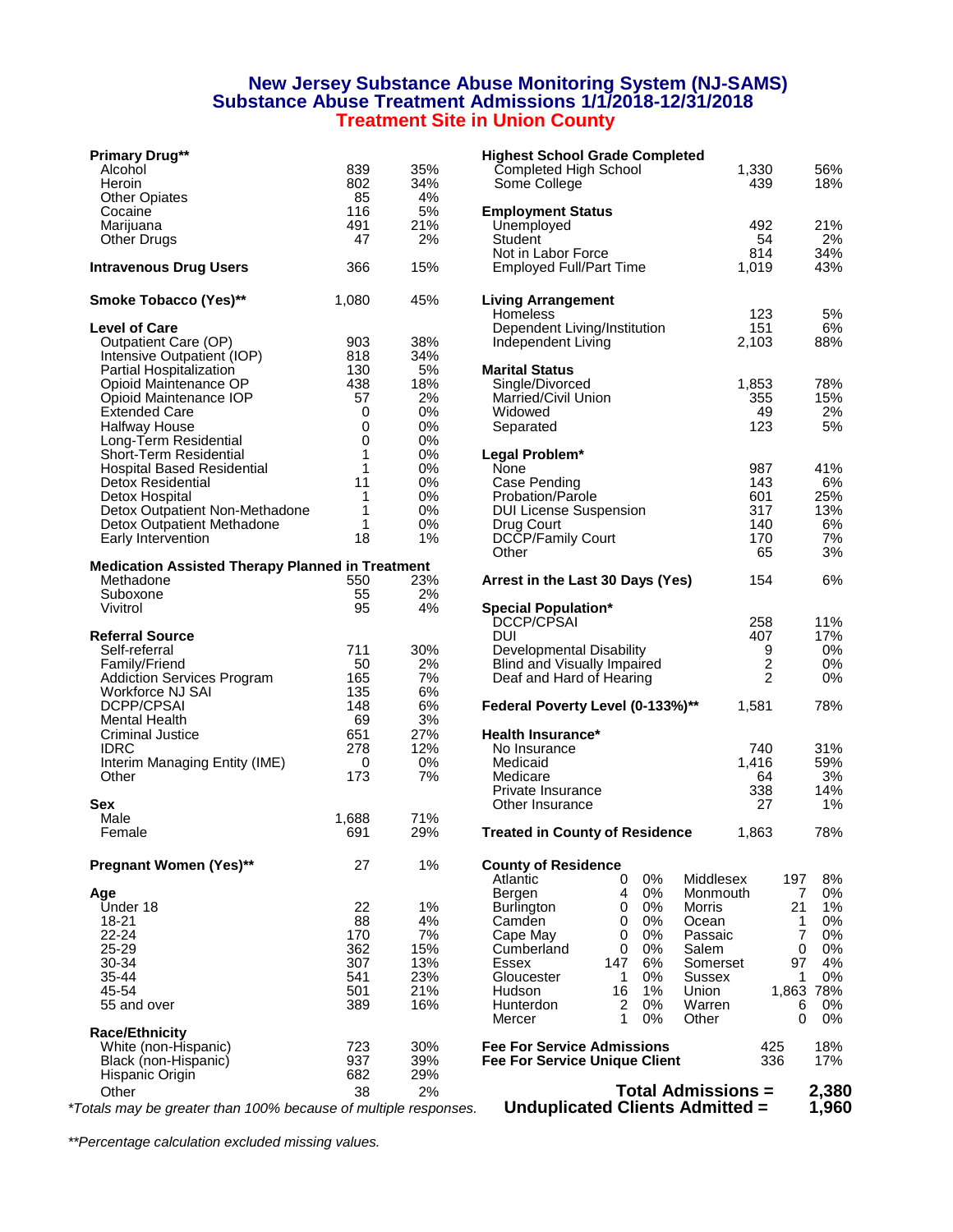# New Jersey Substance Abuse Monitoring System (NJ-SAMS)
## Substance Abuse Treatment Admissions 1/1/2018-12/31/2018
### Treatment Site in Union County

| Primary Drug** | | |
|---|---|---|
| Alcohol | 839 | 35% |
| Heroin | 802 | 34% |
| Other Opiates | 85 | 4% |
| Cocaine | 116 | 5% |
| Marijuana | 491 | 21% |
| Other Drugs | 47 | 2% |

| | | |
|---|---|---|
| **Intravenous Drug Users** | 366 | 15% |
| **Smoke Tobacco (Yes)**** | 1,080 | 45% |

| Level of Care | | |
|---|---|---|
| Outpatient Care (OP) | 903 | 38% |
| Intensive Outpatient (IOP) | 818 | 34% |
| Partial Hospitalization | 130 | 5% |
| Opioid Maintenance OP | 438 | 18% |
| Opioid Maintenance IOP | 57 | 2% |
| Extended Care | 0 | 0% |
| Halfway House | 0 | 0% |
| Long-Term Residential | 0 | 0% |
| Short-Term Residential | 1 | 0% |
| Hospital Based Residential | 1 | 0% |
| Detox Residential | 11 | 0% |
| Detox Hospital | 1 | 0% |
| Detox Outpatient Non-Methadone | 1 | 0% |
| Detox Outpatient Methadone | 1 | 0% |
| Early Intervention | 18 | 1% |

| Medication Assisted Therapy Planned in Treatment | | |
|---|---|---|
| Methadone | 550 | 23% |
| Suboxone | 55 | 2% |
| Vivitrol | 95 | 4% |

| Referral Source | | |
|---|---|---|
| Self-referral | 711 | 30% |
| Family/Friend | 50 | 2% |
| Addiction Services Program | 165 | 7% |
| Workforce NJ SAI | 135 | 6% |
| DCPP/CPSAI | 148 | 6% |
| Mental Health | 69 | 3% |
| Criminal Justice | 651 | 27% |
| IDRC | 278 | 12% |
| Interim Managing Entity (IME) | 0 | 0% |
| Other | 173 | 7% |

| Sex | | |
|---|---|---|
| Male | 1,688 | 71% |
| Female | 691 | 29% |

| | | |
|---|---|---|
| **Pregnant Women (Yes)**** | 27 | 1% |

| Age | | |
|---|---|---|
| Under 18 | 22 | 1% |
| 18-21 | 88 | 4% |
| 22-24 | 170 | 7% |
| 25-29 | 362 | 15% |
| 30-34 | 307 | 13% |
| 35-44 | 541 | 23% |
| 45-54 | 501 | 21% |
| 55 and over | 389 | 16% |

| Race/Ethnicity | | |
|---|---|---|
| White (non-Hispanic) | 723 | 30% |
| Black (non-Hispanic) | 937 | 39% |
| Hispanic Origin | 682 | 29% |
| Other | 38 | 2% |

| Highest School Grade Completed | | |
|---|---|---|
| Completed High School | 1,330 | 56% |
| Some College | 439 | 18% |

| Employment Status | | |
|---|---|---|
| Unemployed | 492 | 21% |
| Student | 54 | 2% |
| Not in Labor Force | 814 | 34% |
| Employed Full/Part Time | 1,019 | 43% |

| Living Arrangement | | |
|---|---|---|
| Homeless | 123 | 5% |
| Dependent Living/Institution | 151 | 6% |
| Independent Living | 2,103 | 88% |

| Marital Status | | |
|---|---|---|
| Single/Divorced | 1,853 | 78% |
| Married/Civil Union | 355 | 15% |
| Widowed | 49 | 2% |
| Separated | 123 | 5% |

| Legal Problem* | | |
|---|---|---|
| None | 987 | 41% |
| Case Pending | 143 | 6% |
| Probation/Parole | 601 | 25% |
| DUI License Suspension | 317 | 13% |
| Drug Court | 140 | 6% |
| DCCP/Family Court | 170 | 7% |
| Other | 65 | 3% |

| | | |
|---|---|---|
| **Arrest in the Last 30 Days (Yes)** | 154 | 6% |

| Special Population* | | |
|---|---|---|
| DCCP/CPSAI | 258 | 11% |
| DUI | 407 | 17% |
| Developmental Disability | 9 | 0% |
| Blind and Visually Impaired | 2 | 0% |
| Deaf and Hard of Hearing | 2 | 0% |

| | | |
|---|---|---|
| **Federal Poverty Level (0-133%)**** | 1,581 | 78% |

| Health Insurance* | | |
|---|---|---|
| No Insurance | 740 | 31% |
| Medicaid | 1,416 | 59% |
| Medicare | 64 | 3% |
| Private Insurance | 338 | 14% |
| Other Insurance | 27 | 1% |

| | | |
|---|---|---|
| **Treated in County of Residence** | 1,863 | 78% |

| County of Residence | | | | | |
|---|---|---|---|---|---|
| Atlantic | 0 | 0% | Middlesex | 197 | 8% |
| Bergen | 4 | 0% | Monmouth | 7 | 0% |
| Burlington | 0 | 0% | Morris | 21 | 1% |
| Camden | 0 | 0% | Ocean | 1 | 0% |
| Cape May | 0 | 0% | Passaic | 7 | 0% |
| Cumberland | 0 | 0% | Salem | 0 | 0% |
| Essex | 147 | 6% | Somerset | 97 | 4% |
| Gloucester | 1 | 0% | Sussex | 1 | 0% |
| Hudson | 16 | 1% | Union | 1,863 | 78% |
| Hunterdon | 2 | 0% | Warren | 6 | 0% |
| Mercer | 1 | 0% | Other | 0 | 0% |

| | | |
|---|---|---|
| **Fee For Service Admissions** | 425 | 18% |
| **Fee For Service Unique Client** | 336 | 17% |

**Total Admissions = 2,380**
**Unduplicated Clients Admitted = 1,960**

*Totals may be greater than 100% because of multiple responses.*

*\*\*Percentage calculation excluded missing values.*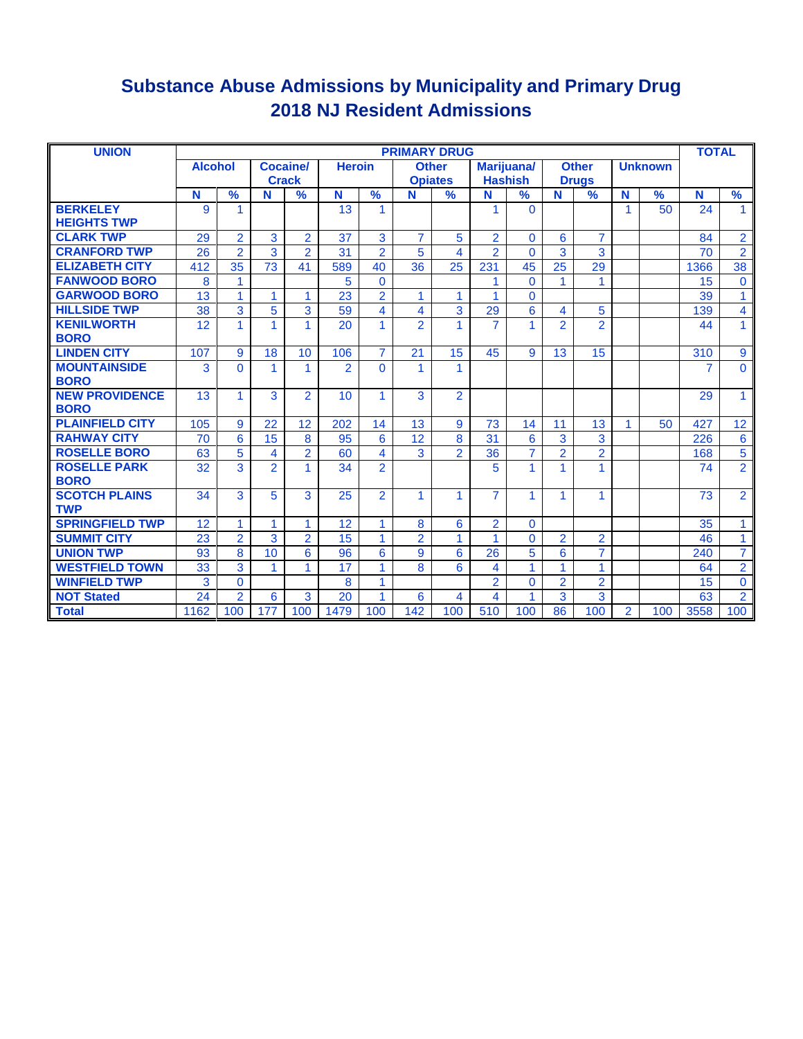# Substance Abuse Admissions by Municipality and Primary Drug
## 2018 NJ Resident Admissions

| UNION | PRIMARY DRUG | | | | | | | | | | | | | | TOTAL | |
|---|---|---|---|---|---|---|---|---|---|---|---|---|---|---|---|---|
| | Alcohol | | Cocaine/ Crack | | Heroin | | Other Opiates | | Marijuana/ Hashish | | Other Drugs | | Unknown | | | |
| | N | % | N | % | N | % | N | % | N | % | N | % | N | % | N | % |
| BERKELEY HEIGHTS TWP | 9 | 1 | | | 13 | 1 | | | 1 | 0 | | | 1 | 50 | 24 | 1 |
| CLARK TWP | 29 | 2 | 3 | 2 | 37 | 3 | 7 | 5 | 2 | 0 | 6 | 7 | | | 84 | 2 |
| CRANFORD TWP | 26 | 2 | 3 | 2 | 31 | 2 | 5 | 4 | 2 | 0 | 3 | 3 | | | 70 | 2 |
| ELIZABETH CITY | 412 | 35 | 73 | 41 | 589 | 40 | 36 | 25 | 231 | 45 | 25 | 29 | | | 1366 | 38 |
| FANWOOD BORO | 8 | 1 | | | 5 | 0 | | | 1 | 0 | 1 | 1 | | | 15 | 0 |
| GARWOOD BORO | 13 | 1 | 1 | 1 | 23 | 2 | 1 | 1 | 1 | 0 | | | | | 39 | 1 |
| HILLSIDE TWP | 38 | 3 | 5 | 3 | 59 | 4 | 4 | 3 | 29 | 6 | 4 | 5 | | | 139 | 4 |
| KENILWORTH BORO | 12 | 1 | 1 | 1 | 20 | 1 | 2 | 1 | 7 | 1 | 2 | 2 | | | 44 | 1 |
| LINDEN CITY | 107 | 9 | 18 | 10 | 106 | 7 | 21 | 15 | 45 | 9 | 13 | 15 | | | 310 | 9 |
| MOUNTAINSIDE BORO | 3 | 0 | 1 | 1 | 2 | 0 | 1 | 1 | | | | | | | 7 | 0 |
| NEW PROVIDENCE BORO | 13 | 1 | 3 | 2 | 10 | 1 | 3 | 2 | | | | | | | 29 | 1 |
| PLAINFIELD CITY | 105 | 9 | 22 | 12 | 202 | 14 | 13 | 9 | 73 | 14 | 11 | 13 | 1 | 50 | 427 | 12 |
| RAHWAY CITY | 70 | 6 | 15 | 8 | 95 | 6 | 12 | 8 | 31 | 6 | 3 | 3 | | | 226 | 6 |
| ROSELLE BORO | 63 | 5 | 4 | 2 | 60 | 4 | 3 | 2 | 36 | 7 | 2 | 2 | | | 168 | 5 |
| ROSELLE PARK BORO | 32 | 3 | 2 | 1 | 34 | 2 | | | 5 | 1 | 1 | 1 | | | 74 | 2 |
| SCOTCH PLAINS TWP | 34 | 3 | 5 | 3 | 25 | 2 | 1 | 1 | 7 | 1 | 1 | 1 | | | 73 | 2 |
| SPRINGFIELD TWP | 12 | 1 | 1 | 1 | 12 | 1 | 8 | 6 | 2 | 0 | | | | | 35 | 1 |
| SUMMIT CITY | 23 | 2 | 3 | 2 | 15 | 1 | 2 | 1 | 1 | 0 | 2 | 2 | | | 46 | 1 |
| UNION TWP | 93 | 8 | 10 | 6 | 96 | 6 | 9 | 6 | 26 | 5 | 6 | 7 | | | 240 | 7 |
| WESTFIELD TOWN | 33 | 3 | 1 | 1 | 17 | 1 | 8 | 6 | 4 | 1 | 1 | 1 | | | 64 | 2 |
| WINFIELD TWP | 3 | 0 | | | 8 | 1 | | | 2 | 0 | 2 | 2 | | | 15 | 0 |
| NOT Stated | 24 | 2 | 6 | 3 | 20 | 1 | 6 | 4 | 4 | 1 | 3 | 3 | | | 63 | 2 |
| Total | 1162 | 100 | 177 | 100 | 1479 | 100 | 142 | 100 | 510 | 100 | 86 | 100 | 2 | 100 | 3558 | 100 |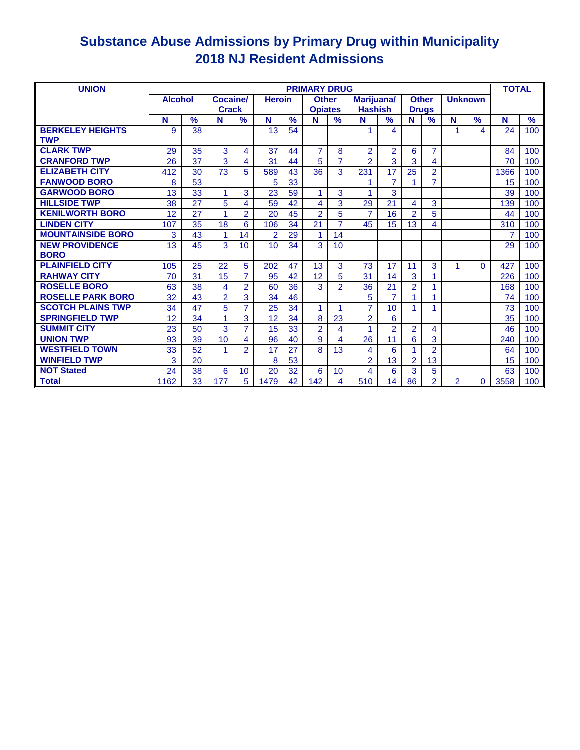# Substance Abuse Admissions by Primary Drug within Municipality
## 2018 NJ Resident Admissions

| UNION | PRIMARY DRUG | | | | | | | | | | | | | | TOTAL | |
|---|---|---|---|---|---|---|---|---|---|---|---|---|---|---|---|---|
| | Alcohol | | Cocaine/ Crack | | Heroin | | Other Opiates | | Marijuana/ Hashish | | Other Drugs | | Unknown | | | |
| | N | % | N | % | N | % | N | % | N | % | N | % | N | % | N | % |
| BERKELEY HEIGHTS TWP | 9 | 38 | | | 13 | 54 | | | 1 | 4 | | | 1 | 4 | 24 | 100 |
| CLARK TWP | 29 | 35 | 3 | 4 | 37 | 44 | 7 | 8 | 2 | 2 | 6 | 7 | | | 84 | 100 |
| CRANFORD TWP | 26 | 37 | 3 | 4 | 31 | 44 | 5 | 7 | 2 | 3 | 3 | 4 | | | 70 | 100 |
| ELIZABETH CITY | 412 | 30 | 73 | 5 | 589 | 43 | 36 | 3 | 231 | 17 | 25 | 2 | | | 1366 | 100 |
| FANWOOD BORO | 8 | 53 | | | 5 | 33 | | | 1 | 7 | 1 | 7 | | | 15 | 100 |
| GARWOOD BORO | 13 | 33 | 1 | 3 | 23 | 59 | 1 | 3 | 1 | 3 | | | | | 39 | 100 |
| HILLSIDE TWP | 38 | 27 | 5 | 4 | 59 | 42 | 4 | 3 | 29 | 21 | 4 | 3 | | | 139 | 100 |
| KENILWORTH BORO | 12 | 27 | 1 | 2 | 20 | 45 | 2 | 5 | 7 | 16 | 2 | 5 | | | 44 | 100 |
| LINDEN CITY | 107 | 35 | 18 | 6 | 106 | 34 | 21 | 7 | 45 | 15 | 13 | 4 | | | 310 | 100 |
| MOUNTAINSIDE BORO | 3 | 43 | 1 | 14 | 2 | 29 | 1 | 14 | | | | | | | 7 | 100 |
| NEW PROVIDENCE BORO | 13 | 45 | 3 | 10 | 10 | 34 | 3 | 10 | | | | | | | 29 | 100 |
| PLAINFIELD CITY | 105 | 25 | 22 | 5 | 202 | 47 | 13 | 3 | 73 | 17 | 11 | 3 | 1 | 0 | 427 | 100 |
| RAHWAY CITY | 70 | 31 | 15 | 7 | 95 | 42 | 12 | 5 | 31 | 14 | 3 | 1 | | | 226 | 100 |
| ROSELLE BORO | 63 | 38 | 4 | 2 | 60 | 36 | 3 | 2 | 36 | 21 | 2 | 1 | | | 168 | 100 |
| ROSELLE PARK BORO | 32 | 43 | 2 | 3 | 34 | 46 | | | 5 | 7 | 1 | 1 | | | 74 | 100 |
| SCOTCH PLAINS TWP | 34 | 47 | 5 | 7 | 25 | 34 | 1 | 1 | 7 | 10 | 1 | 1 | | | 73 | 100 |
| SPRINGFIELD TWP | 12 | 34 | 1 | 3 | 12 | 34 | 8 | 23 | 2 | 6 | | | | | 35 | 100 |
| SUMMIT CITY | 23 | 50 | 3 | 7 | 15 | 33 | 2 | 4 | 1 | 2 | 2 | 4 | | | 46 | 100 |
| UNION TWP | 93 | 39 | 10 | 4 | 96 | 40 | 9 | 4 | 26 | 11 | 6 | 3 | | | 240 | 100 |
| WESTFIELD TOWN | 33 | 52 | 1 | 2 | 17 | 27 | 8 | 13 | 4 | 6 | 1 | 2 | | | 64 | 100 |
| WINFIELD TWP | 3 | 20 | | | 8 | 53 | | | 2 | 13 | 2 | 13 | | | 15 | 100 |
| NOT Stated | 24 | 38 | 6 | 10 | 20 | 32 | 6 | 10 | 4 | 6 | 3 | 5 | | | 63 | 100 |
| Total | 1162 | 33 | 177 | 5 | 1479 | 42 | 142 | 4 | 510 | 14 | 86 | 2 | 2 | 0 | 3558 | 100 |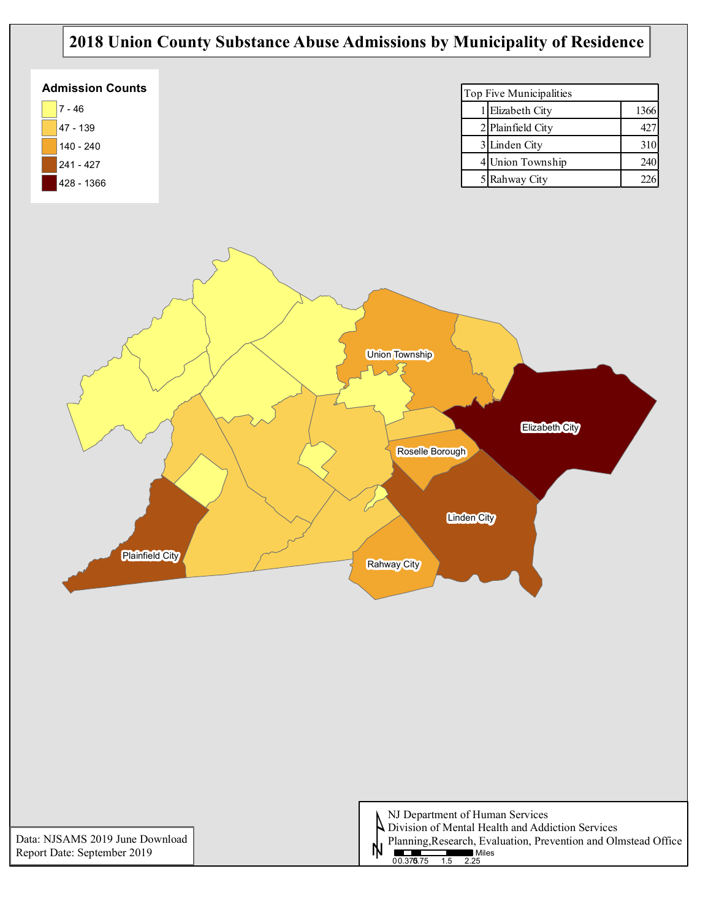# 2018 Union County Substance Abuse Admissions by Municipality of Residence

**Admission Counts**

- 7 - 46
- 47 - 139
- 140 - 240
- 241 - 427
- 428 - 1366

| Top Five Municipalities | | |
|---|---|---|
| 1 | Elizabeth City | 1366 |
| 2 | Plainfield City | 427 |
| 3 | Linden City | 310 |
| 4 | Union Township | 240 |
| 5 | Rahway City | 226 |

Union Township

Elizabeth City

Roselle Borough

Linden City

Plainfield City

Rahway City

Data: NJSAMS 2019 June Download
Report Date: September 2019

NJ Department of Human Services
Division of Mental Health and Addiction Services
Planning,Research, Evaluation, Prevention and Olmstead Office

Miles
0 0.375 0.75 1.5 2.25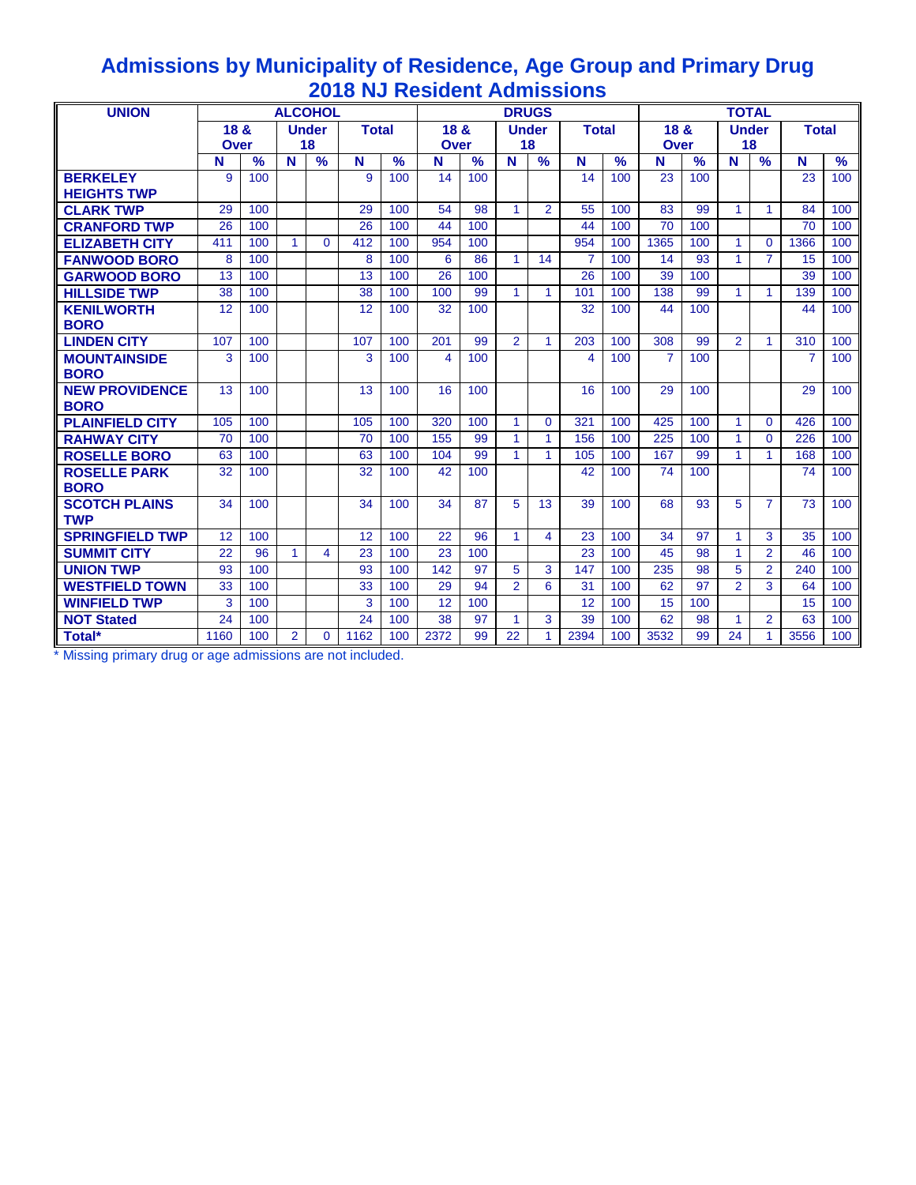# Admissions by Municipality of Residence, Age Group and Primary Drug
# 2018 NJ Resident Admissions

| UNION | ALCOHOL | | | | | | DRUGS | | | | | | TOTAL | | | | | |
|---|---|---|---|---|---|---|---|---|---|---|---|---|---|---|---|---|---|---|
| | 18 & Over | | Under 18 | | Total | | 18 & Over | | Under 18 | | Total | | 18 & Over | | Under 18 | | Total | |
| | N | % | N | % | N | % | N | % | N | % | N | % | N | % | N | % | N | % |
| BERKELEY HEIGHTS TWP | 9 | 100 | | | 9 | 100 | 14 | 100 | | | 14 | 100 | 23 | 100 | | | 23 | 100 |
| CLARK TWP | 29 | 100 | | | 29 | 100 | 54 | 98 | 1 | 2 | 55 | 100 | 83 | 99 | 1 | 1 | 84 | 100 |
| CRANFORD TWP | 26 | 100 | | | 26 | 100 | 44 | 100 | | | 44 | 100 | 70 | 100 | | | 70 | 100 |
| ELIZABETH CITY | 411 | 100 | 1 | 0 | 412 | 100 | 954 | 100 | | | 954 | 100 | 1365 | 100 | 1 | 0 | 1366 | 100 |
| FANWOOD BORO | 8 | 100 | | | 8 | 100 | 6 | 86 | 1 | 14 | 7 | 100 | 14 | 93 | 1 | 7 | 15 | 100 |
| GARWOOD BORO | 13 | 100 | | | 13 | 100 | 26 | 100 | | | 26 | 100 | 39 | 100 | | | 39 | 100 |
| HILLSIDE TWP | 38 | 100 | | | 38 | 100 | 100 | 99 | 1 | 1 | 101 | 100 | 138 | 99 | 1 | 1 | 139 | 100 |
| KENILWORTH BORO | 12 | 100 | | | 12 | 100 | 32 | 100 | | | 32 | 100 | 44 | 100 | | | 44 | 100 |
| LINDEN CITY | 107 | 100 | | | 107 | 100 | 201 | 99 | 2 | 1 | 203 | 100 | 308 | 99 | 2 | 1 | 310 | 100 |
| MOUNTAINSIDE BORO | 3 | 100 | | | 3 | 100 | 4 | 100 | | | 4 | 100 | 7 | 100 | | | 7 | 100 |
| NEW PROVIDENCE BORO | 13 | 100 | | | 13 | 100 | 16 | 100 | | | 16 | 100 | 29 | 100 | | | 29 | 100 |
| PLAINFIELD CITY | 105 | 100 | | | 105 | 100 | 320 | 100 | 1 | 0 | 321 | 100 | 425 | 100 | 1 | 0 | 426 | 100 |
| RAHWAY CITY | 70 | 100 | | | 70 | 100 | 155 | 99 | 1 | 1 | 156 | 100 | 225 | 100 | 1 | 0 | 226 | 100 |
| ROSELLE BORO | 63 | 100 | | | 63 | 100 | 104 | 99 | 1 | 1 | 105 | 100 | 167 | 99 | 1 | 1 | 168 | 100 |
| ROSELLE PARK BORO | 32 | 100 | | | 32 | 100 | 42 | 100 | | | 42 | 100 | 74 | 100 | | | 74 | 100 |
| SCOTCH PLAINS TWP | 34 | 100 | | | 34 | 100 | 34 | 87 | 5 | 13 | 39 | 100 | 68 | 93 | 5 | 7 | 73 | 100 |
| SPRINGFIELD TWP | 12 | 100 | | | 12 | 100 | 22 | 96 | 1 | 4 | 23 | 100 | 34 | 97 | 1 | 3 | 35 | 100 |
| SUMMIT CITY | 22 | 96 | 1 | 4 | 23 | 100 | 23 | 100 | | | 23 | 100 | 45 | 98 | 1 | 2 | 46 | 100 |
| UNION TWP | 93 | 100 | | | 93 | 100 | 142 | 97 | 5 | 3 | 147 | 100 | 235 | 98 | 5 | 2 | 240 | 100 |
| WESTFIELD TOWN | 33 | 100 | | | 33 | 100 | 29 | 94 | 2 | 6 | 31 | 100 | 62 | 97 | 2 | 3 | 64 | 100 |
| WINFIELD TWP | 3 | 100 | | | 3 | 100 | 12 | 100 | | | 12 | 100 | 15 | 100 | | | 15 | 100 |
| NOT Stated | 24 | 100 | | | 24 | 100 | 38 | 97 | 1 | 3 | 39 | 100 | 62 | 98 | 1 | 2 | 63 | 100 |
| Total* | 1160 | 100 | 2 | 0 | 1162 | 100 | 2372 | 99 | 22 | 1 | 2394 | 100 | 3532 | 99 | 24 | 1 | 3556 | 100 |

* Missing primary drug or age admissions are not included.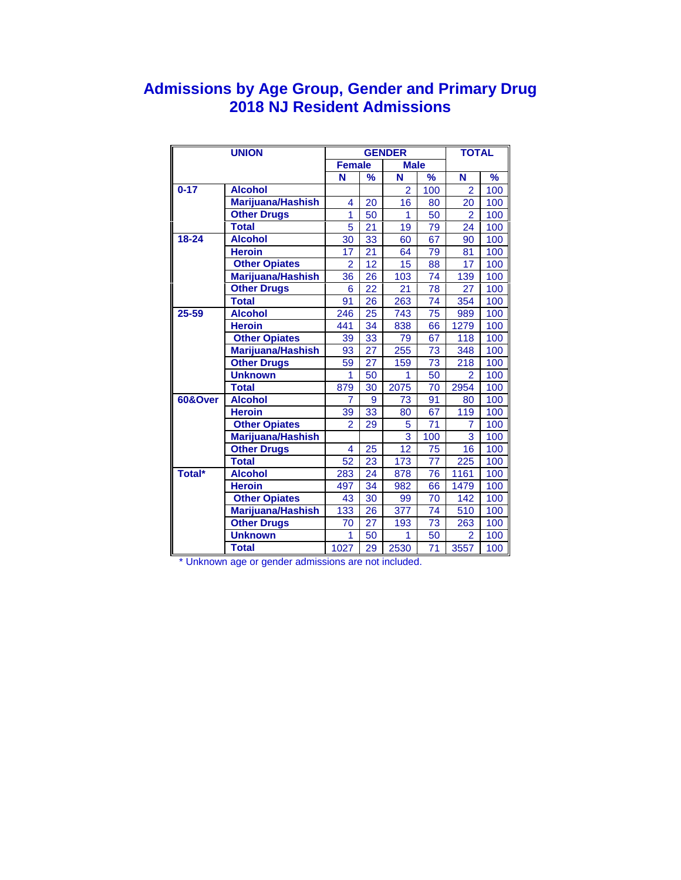# Admissions by Age Group, Gender and Primary Drug
# 2018 NJ Resident Admissions

| UNION | | GENDER | | | | TOTAL | |
|---|---|---|---|---|---|---|---|
| | | Female | | Male | | | |
| | | N | % | N | % | N | % |
| 0-17 | Alcohol | | | 2 | 100 | 2 | 100 |
| | Marijuana/Hashish | 4 | 20 | 16 | 80 | 20 | 100 |
| | Other Drugs | 1 | 50 | 1 | 50 | 2 | 100 |
| | Total | 5 | 21 | 19 | 79 | 24 | 100 |
| 18-24 | Alcohol | 30 | 33 | 60 | 67 | 90 | 100 |
| | Heroin | 17 | 21 | 64 | 79 | 81 | 100 |
| | Other Opiates | 2 | 12 | 15 | 88 | 17 | 100 |
| | Marijuana/Hashish | 36 | 26 | 103 | 74 | 139 | 100 |
| | Other Drugs | 6 | 22 | 21 | 78 | 27 | 100 |
| | Total | 91 | 26 | 263 | 74 | 354 | 100 |
| 25-59 | Alcohol | 246 | 25 | 743 | 75 | 989 | 100 |
| | Heroin | 441 | 34 | 838 | 66 | 1279 | 100 |
| | Other Opiates | 39 | 33 | 79 | 67 | 118 | 100 |
| | Marijuana/Hashish | 93 | 27 | 255 | 73 | 348 | 100 |
| | Other Drugs | 59 | 27 | 159 | 73 | 218 | 100 |
| | Unknown | 1 | 50 | 1 | 50 | 2 | 100 |
| | Total | 879 | 30 | 2075 | 70 | 2954 | 100 |
| 60&Over | Alcohol | 7 | 9 | 73 | 91 | 80 | 100 |
| | Heroin | 39 | 33 | 80 | 67 | 119 | 100 |
| | Other Opiates | 2 | 29 | 5 | 71 | 7 | 100 |
| | Marijuana/Hashish | | | 3 | 100 | 3 | 100 |
| | Other Drugs | 4 | 25 | 12 | 75 | 16 | 100 |
| | Total | 52 | 23 | 173 | 77 | 225 | 100 |
| Total* | Alcohol | 283 | 24 | 878 | 76 | 1161 | 100 |
| | Heroin | 497 | 34 | 982 | 66 | 1479 | 100 |
| | Other Opiates | 43 | 30 | 99 | 70 | 142 | 100 |
| | Marijuana/Hashish | 133 | 26 | 377 | 74 | 510 | 100 |
| | Other Drugs | 70 | 27 | 193 | 73 | 263 | 100 |
| | Unknown | 1 | 50 | 1 | 50 | 2 | 100 |
| | Total | 1027 | 29 | 2530 | 71 | 3557 | 100 |

* Unknown age or gender admissions are not included.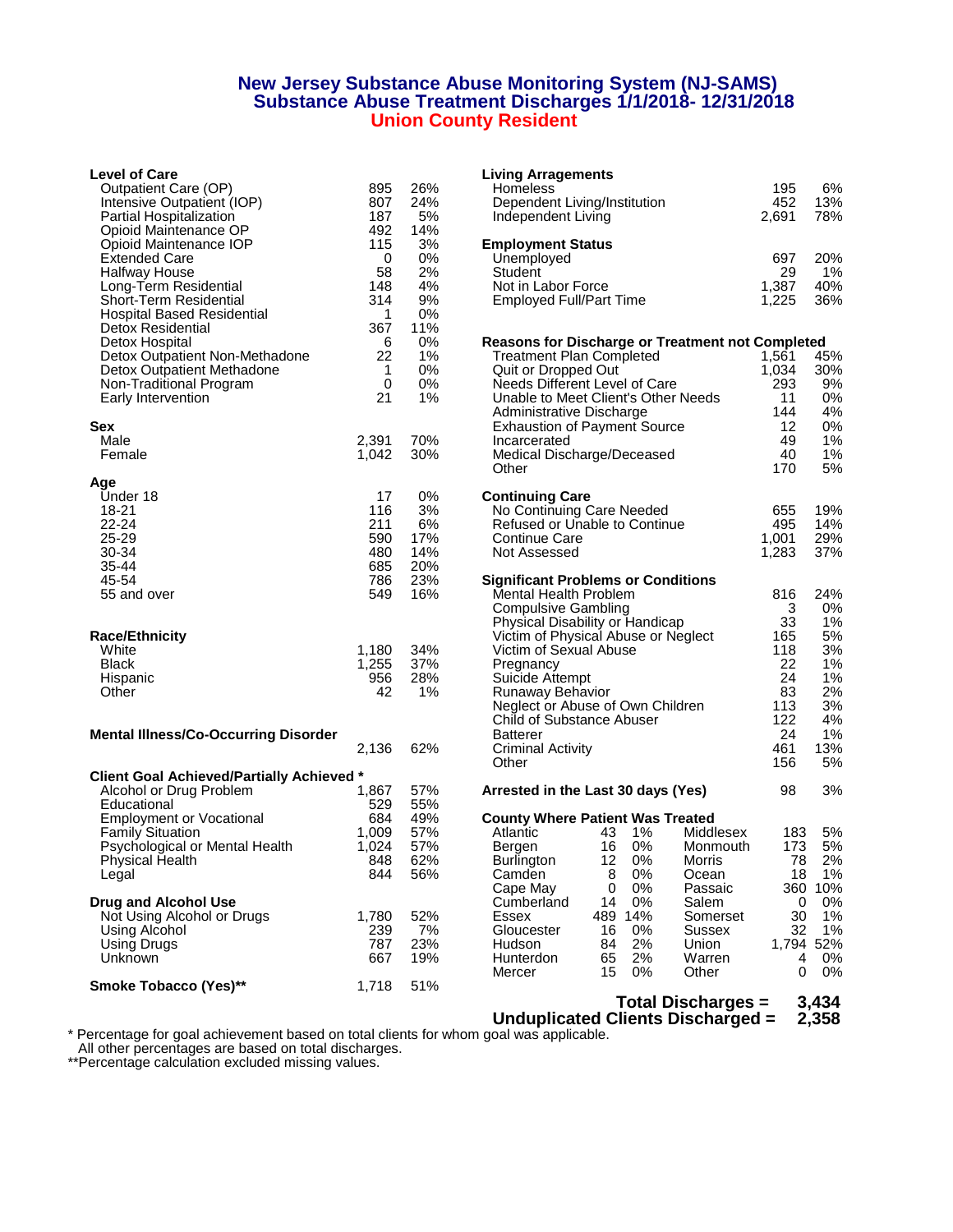# New Jersey Substance Abuse Monitoring System (NJ-SAMS)
## Substance Abuse Treatment Discharges 1/1/2018- 12/31/2018
## Union County Resident

### Level of Care

| Level of Care | N | % |
|---|---|---|
| Outpatient Care (OP) | 895 | 26% |
| Intensive Outpatient (IOP) | 807 | 24% |
| Partial Hospitalization | 187 | 5% |
| Opioid Maintenance OP | 492 | 14% |
| Opioid Maintenance IOP | 115 | 3% |
| Extended Care | 0 | 0% |
| Halfway House | 58 | 2% |
| Long-Term Residential | 148 | 4% |
| Short-Term Residential | 314 | 9% |
| Hospital Based Residential | 1 | 0% |
| Detox Residential | 367 | 11% |
| Detox Hospital | 6 | 0% |
| Detox Outpatient Non-Methadone | 22 | 1% |
| Detox Outpatient Methadone | 1 | 0% |
| Non-Traditional Program | 0 | 0% |
| Early Intervention | 21 | 1% |

### Sex

| Sex | N | % |
|---|---|---|
| Male | 2,391 | 70% |
| Female | 1,042 | 30% |

### Age

| Age | N | % |
|---|---|---|
| Under 18 | 17 | 0% |
| 18-21 | 116 | 3% |
| 22-24 | 211 | 6% |
| 25-29 | 590 | 17% |
| 30-34 | 480 | 14% |
| 35-44 | 685 | 20% |
| 45-54 | 786 | 23% |
| 55 and over | 549 | 16% |

### Race/Ethnicity

| Race/Ethnicity | N | % |
|---|---|---|
| White | 1,180 | 34% |
| Black | 1,255 | 37% |
| Hispanic | 956 | 28% |
| Other | 42 | 1% |

### Mental Illness/Co-Occurring Disorder

| | N | % |
|---|---|---|
| Mental Illness/Co-Occurring Disorder | 2,136 | 62% |

### Client Goal Achieved/Partially Achieved *

| Goal | N | % |
|---|---|---|
| Alcohol or Drug Problem | 1,867 | 57% |
| Educational | 529 | 55% |
| Employment or Vocational | 684 | 49% |
| Family Situation | 1,009 | 57% |
| Psychological or Mental Health | 1,024 | 57% |
| Physical Health | 848 | 62% |
| Legal | 844 | 56% |

### Drug and Alcohol Use

| Drug and Alcohol Use | N | % |
|---|---|---|
| Not Using Alcohol or Drugs | 1,780 | 52% |
| Using Alcohol | 239 | 7% |
| Using Drugs | 787 | 23% |
| Unknown | 667 | 19% |

### Smoke Tobacco (Yes)**

| | N | % |
|---|---|---|
| Smoke Tobacco (Yes)** | 1,718 | 51% |

### Living Arragements

| Living Arragements | N | % |
|---|---|---|
| Homeless | 195 | 6% |
| Dependent Living/Institution | 452 | 13% |
| Independent Living | 2,691 | 78% |

### Employment Status

| Employment Status | N | % |
|---|---|---|
| Unemployed | 697 | 20% |
| Student | 29 | 1% |
| Not in Labor Force | 1,387 | 40% |
| Employed Full/Part Time | 1,225 | 36% |

### Reasons for Discharge or Treatment not Completed

| Reason | N | % |
|---|---|---|
| Treatment Plan Completed | 1,561 | 45% |
| Quit or Dropped Out | 1,034 | 30% |
| Needs Different Level of Care | 293 | 9% |
| Unable to Meet Client's Other Needs | 11 | 0% |
| Administrative Discharge | 144 | 4% |
| Exhaustion of Payment Source | 12 | 0% |
| Incarcerated | 49 | 1% |
| Medical Discharge/Deceased | 40 | 1% |
| Other | 170 | 5% |

### Continuing Care

| Continuing Care | N | % |
|---|---|---|
| No Continuing Care Needed | 655 | 19% |
| Refused or Unable to Continue | 495 | 14% |
| Continue Care | 1,001 | 29% |
| Not Assessed | 1,283 | 37% |

### Significant Problems or Conditions

| Problem or Condition | N | % |
|---|---|---|
| Mental Health Problem | 816 | 24% |
| Compulsive Gambling | 3 | 0% |
| Physical Disability or Handicap | 33 | 1% |
| Victim of Physical Abuse or Neglect | 165 | 5% |
| Victim of Sexual Abuse | 118 | 3% |
| Pregnancy | 22 | 1% |
| Suicide Attempt | 24 | 1% |
| Runaway Behavior | 83 | 2% |
| Neglect or Abuse of Own Children | 113 | 3% |
| Child of Substance Abuser | 122 | 4% |
| Batterer | 24 | 1% |
| Criminal Activity | 461 | 13% |
| Other | 156 | 5% |

### Arrested in the Last 30 days (Yes)

| | N | % |
|---|---|---|
| Arrested in the Last 30 days (Yes) | 98 | 3% |

### County Where Patient Was Treated

| County | N | % | County | N | % |
|---|---|---|---|---|---|
| Atlantic | 43 | 1% | Middlesex | 183 | 5% |
| Bergen | 16 | 0% | Monmouth | 173 | 5% |
| Burlington | 12 | 0% | Morris | 78 | 2% |
| Camden | 8 | 0% | Ocean | 18 | 1% |
| Cape May | 0 | 0% | Passaic | 360 | 10% |
| Cumberland | 14 | 0% | Salem | 0 | 0% |
| Essex | 489 | 14% | Somerset | 30 | 1% |
| Gloucester | 16 | 0% | Sussex | 32 | 1% |
| Hudson | 84 | 2% | Union | 1,794 | 52% |
| Hunterdon | 65 | 2% | Warren | 4 | 0% |
| Mercer | 15 | 0% | Other | 0 | 0% |

**Total Discharges = 3,434**

**Unduplicated Clients Discharged = 2,358**

\* Percentage for goal achievement based on total clients for whom goal was applicable.
All other percentages are based on total discharges.

**Percentage calculation excluded missing values.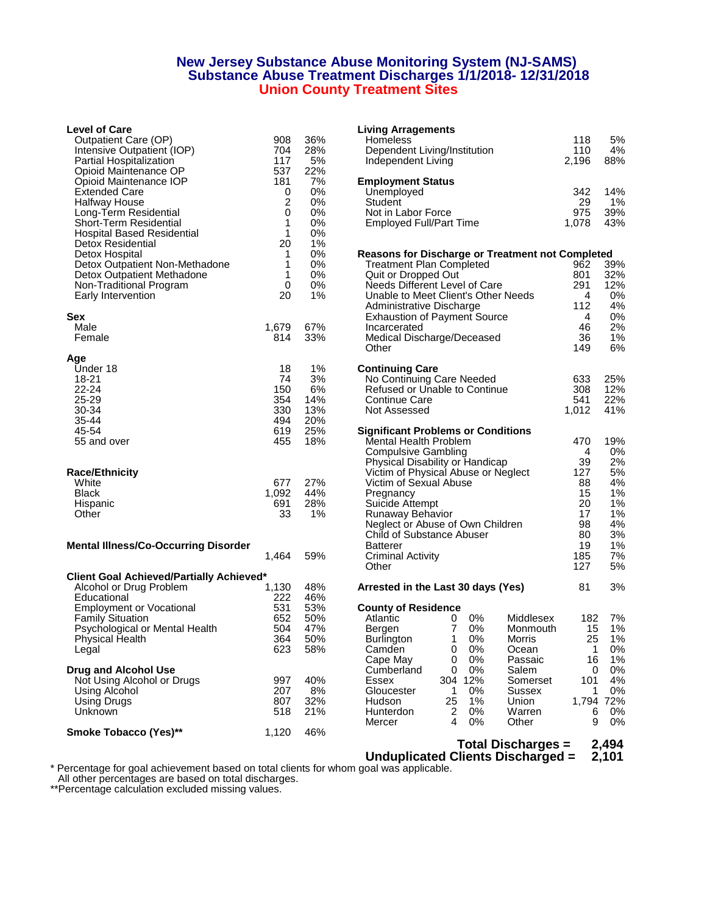# New Jersey Substance Abuse Monitoring System (NJ-SAMS)
## Substance Abuse Treatment Discharges 1/1/2018- 12/31/2018
## Union County Treatment Sites

### Level of Care

| | | |
|---|---|---|
| Outpatient Care (OP) | 908 | 36% |
| Intensive Outpatient (IOP) | 704 | 28% |
| Partial Hospitalization | 117 | 5% |
| Opioid Maintenance OP | 537 | 22% |
| Opioid Maintenance IOP | 181 | 7% |
| Extended Care | 0 | 0% |
| Halfway House | 2 | 0% |
| Long-Term Residential | 0 | 0% |
| Short-Term Residential | 1 | 0% |
| Hospital Based Residential | 1 | 0% |
| Detox Residential | 20 | 1% |
| Detox Hospital | 1 | 0% |
| Detox Outpatient Non-Methadone | 1 | 0% |
| Detox Outpatient Methadone | 1 | 0% |
| Non-Traditional Program | 0 | 0% |
| Early Intervention | 20 | 1% |

### Sex

| | | |
|---|---|---|
| Male | 1,679 | 67% |
| Female | 814 | 33% |

### Age

| | | |
|---|---|---|
| Under 18 | 18 | 1% |
| 18-21 | 74 | 3% |
| 22-24 | 150 | 6% |
| 25-29 | 354 | 14% |
| 30-34 | 330 | 13% |
| 35-44 | 494 | 20% |
| 45-54 | 619 | 25% |
| 55 and over | 455 | 18% |

### Race/Ethnicity

| | | |
|---|---|---|
| White | 677 | 27% |
| Black | 1,092 | 44% |
| Hispanic | 691 | 28% |
| Other | 33 | 1% |

### Mental Illness/Co-Occurring Disorder

| | | |
|---|---|---|
| | 1,464 | 59% |

### Client Goal Achieved/Partially Achieved*

| | | |
|---|---|---|
| Alcohol or Drug Problem | 1,130 | 48% |
| Educational | 222 | 46% |
| Employment or Vocational | 531 | 53% |
| Family Situation | 652 | 50% |
| Psychological or Mental Health | 504 | 47% |
| Physical Health | 364 | 50% |
| Legal | 623 | 58% |

### Drug and Alcohol Use

| | | |
|---|---|---|
| Not Using Alcohol or Drugs | 997 | 40% |
| Using Alcohol | 207 | 8% |
| Using Drugs | 807 | 32% |
| Unknown | 518 | 21% |

### Smoke Tobacco (Yes)**

| | | |
|---|---|---|
| Smoke Tobacco (Yes)** | 1,120 | 46% |

### Living Arragements

| | | |
|---|---|---|
| Homeless | 118 | 5% |
| Dependent Living/Institution | 110 | 4% |
| Independent Living | 2,196 | 88% |

### Employment Status

| | | |
|---|---|---|
| Unemployed | 342 | 14% |
| Student | 29 | 1% |
| Not in Labor Force | 975 | 39% |
| Employed Full/Part Time | 1,078 | 43% |

### Reasons for Discharge or Treatment not Completed

| | | |
|---|---|---|
| Treatment Plan Completed | 962 | 39% |
| Quit or Dropped Out | 801 | 32% |
| Needs Different Level of Care | 291 | 12% |
| Unable to Meet Client's Other Needs | 4 | 0% |
| Administrative Discharge | 112 | 4% |
| Exhaustion of Payment Source | 4 | 0% |
| Incarcerated | 46 | 2% |
| Medical Discharge/Deceased | 36 | 1% |
| Other | 149 | 6% |

### Continuing Care

| | | |
|---|---|---|
| No Continuing Care Needed | 633 | 25% |
| Refused or Unable to Continue | 308 | 12% |
| Continue Care | 541 | 22% |
| Not Assessed | 1,012 | 41% |

### Significant Problems or Conditions

| | | |
|---|---|---|
| Mental Health Problem | 470 | 19% |
| Compulsive Gambling | 4 | 0% |
| Physical Disability or Handicap | 39 | 2% |
| Victim of Physical Abuse or Neglect | 127 | 5% |
| Victim of Sexual Abuse | 88 | 4% |
| Pregnancy | 15 | 1% |
| Suicide Attempt | 20 | 1% |
| Runaway Behavior | 17 | 1% |
| Neglect or Abuse of Own Children | 98 | 4% |
| Child of Substance Abuser | 80 | 3% |
| Batterer | 19 | 1% |
| Criminal Activity | 185 | 7% |
| Other | 127 | 5% |

### Arrested in the Last 30 days (Yes)

| | | |
|---|---|---|
| Arrested in the Last 30 days (Yes) | 81 | 3% |

### County of Residence

| | | | | | |
|---|---|---|---|---|---|
| Atlantic | 0 | 0% | Middlesex | 182 | 7% |
| Bergen | 7 | 0% | Monmouth | 15 | 1% |
| Burlington | 1 | 0% | Morris | 25 | 1% |
| Camden | 0 | 0% | Ocean | 1 | 0% |
| Cape May | 0 | 0% | Passaic | 16 | 1% |
| Cumberland | 0 | 0% | Salem | 0 | 0% |
| Essex | 304 | 12% | Somerset | 101 | 4% |
| Gloucester | 1 | 0% | Sussex | 1 | 0% |
| Hudson | 25 | 1% | Union | 1,794 | 72% |
| Hunterdon | 2 | 0% | Warren | 6 | 0% |
| Mercer | 4 | 0% | Other | 9 | 0% |

**Total Discharges = 2,494**

**Unduplicated Clients Discharged = 2,101**

\* Percentage for goal achievement based on total clients for whom goal was applicable.
All other percentages are based on total discharges.

**Percentage calculation excluded missing values.